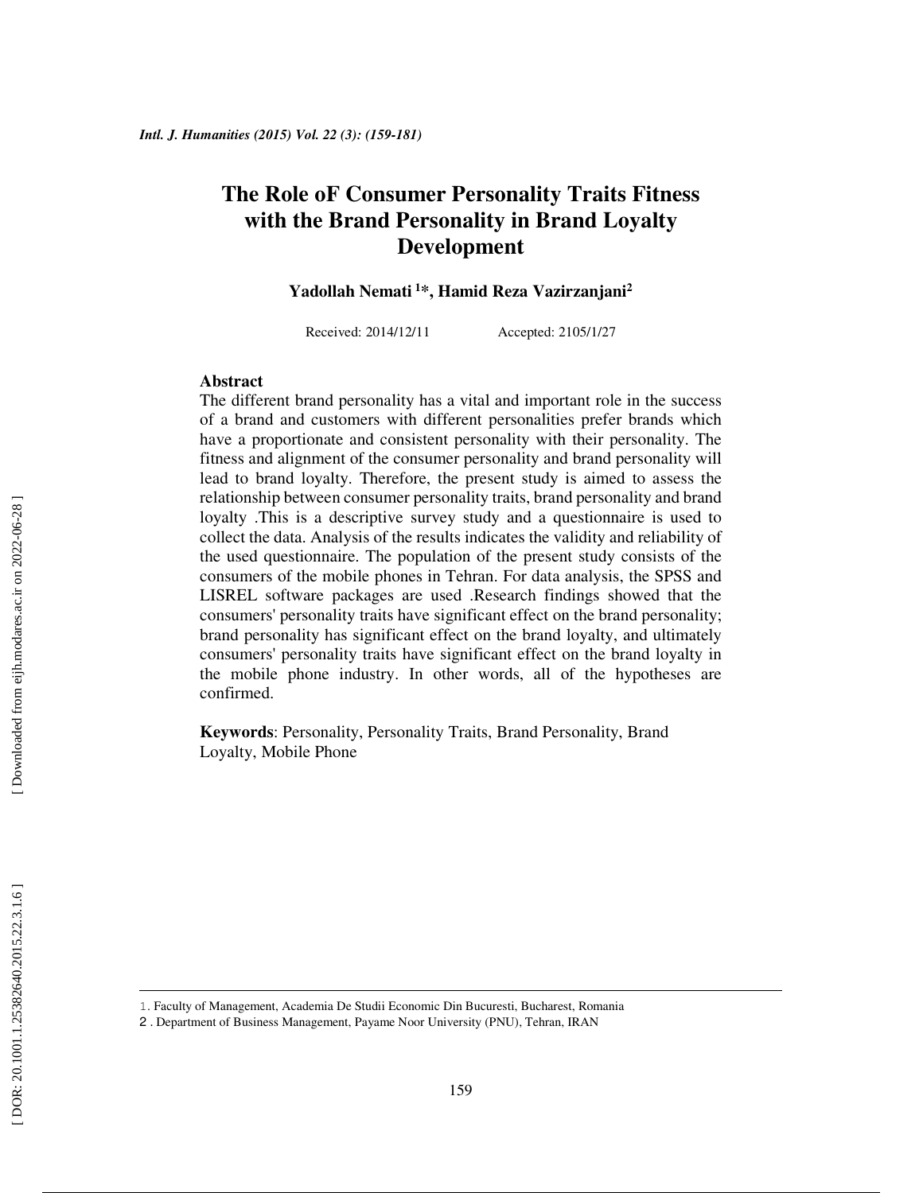# The Role oF Consumer Personality Traits Fitness with the Brand Personality in Brand Loyalty Development

**Yadollah Nemati [1]*, Hamid Reza Vazirzanjani[2]**

Received: 2014/12/11 Accepted: 2105/1/27

## Abstract

The different brand personality has a vital and important role in the success of a brand and customers with different personalities prefer brands which have a proportionate and consistent personality with their personality. The fitness and alignment of the consumer personality and brand personality will lead to brand loyalty. Therefore, the present study is aimed to assess the relationship between consumer personality traits, brand personality and brand loyalty .This is a descriptive survey study and a questionnaire is used to collect the data. Analysis of the results indicates the validity and reliability of the used questionnaire. The population of the present study consists of the consumers of the mobile phones in Tehran. For data analysis, the SPSS and LISREL software packages are used .Research findings showed that the consumers' personality traits have significant effect on the brand personality; brand personality has significant effect on the brand loyalty, and ultimately consumers' personality traits have significant effect on the brand loyalty in the mobile phone industry. In other words, all of the hypotheses are confirmed.

**Keywords**: Personality, Personality Traits, Brand Personality, Brand Loyalty, Mobile Phone

---

1. Faculty of Management, Academia De Studii Economic Din Bucuresti, Bucharest, Romania

2 . Department of Business Management, Payame Noor University (PNU), Tehran, IRAN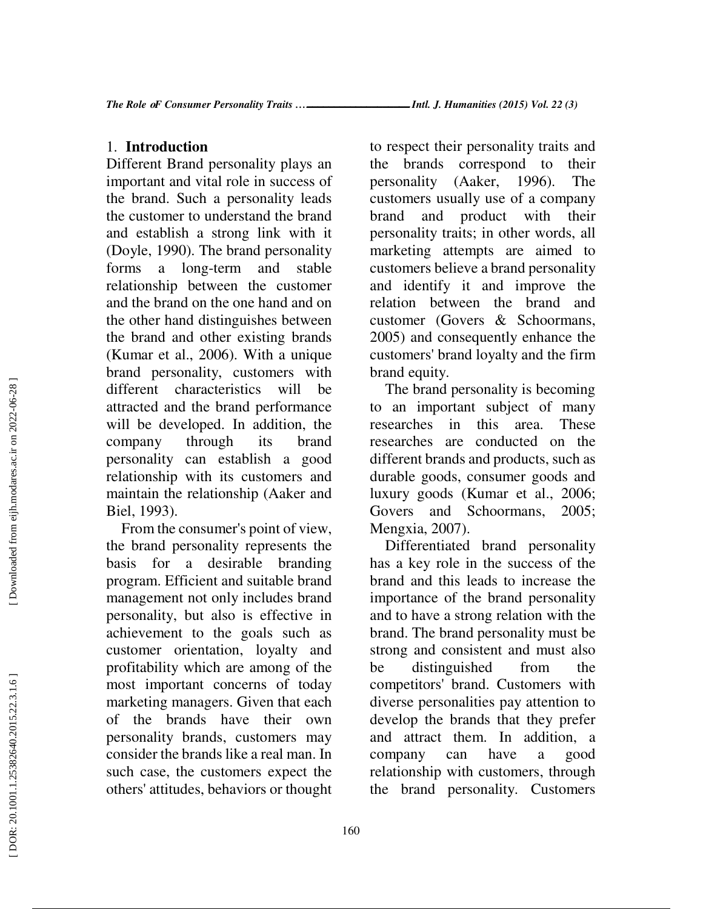## 1. Introduction

Different Brand personality plays an important and vital role in success of the brand. Such a personality leads the customer to understand the brand and establish a strong link with it (Doyle, 1990). The brand personality forms a long-term and stable relationship between the customer and the brand on the one hand and on the other hand distinguishes between the brand and other existing brands (Kumar et al., 2006). With a unique brand personality, customers with different characteristics will be attracted and the brand performance will be developed. In addition, the company through its brand personality can establish a good relationship with its customers and maintain the relationship (Aaker and Biel, 1993).

From the consumer's point of view, the brand personality represents the basis for a desirable branding program. Efficient and suitable brand management not only includes brand personality, but also is effective in achievement to the goals such as customer orientation, loyalty and profitability which are among of the most important concerns of today marketing managers. Given that each of the brands have their own personality brands, customers may consider the brands like a real man. In such case, the customers expect the others' attitudes, behaviors or thought to respect their personality traits and the brands correspond to their personality (Aaker, 1996). The customers usually use of a company brand and product with their personality traits; in other words, all marketing attempts are aimed to customers believe a brand personality and identify it and improve the relation between the brand and customer (Govers & Schoormans, 2005) and consequently enhance the customers' brand loyalty and the firm brand equity.

The brand personality is becoming to an important subject of many researches in this area. These researches are conducted on the different brands and products, such as durable goods, consumer goods and luxury goods (Kumar et al., 2006; Govers and Schoormans, 2005; Mengxia, 2007).

Differentiated brand personality has a key role in the success of the brand and this leads to increase the importance of the brand personality and to have a strong relation with the brand. The brand personality must be strong and consistent and must also be distinguished from the competitors' brand. Customers with diverse personalities pay attention to develop the brands that they prefer and attract them. In addition, a company can have a good relationship with customers, through the brand personality. Customers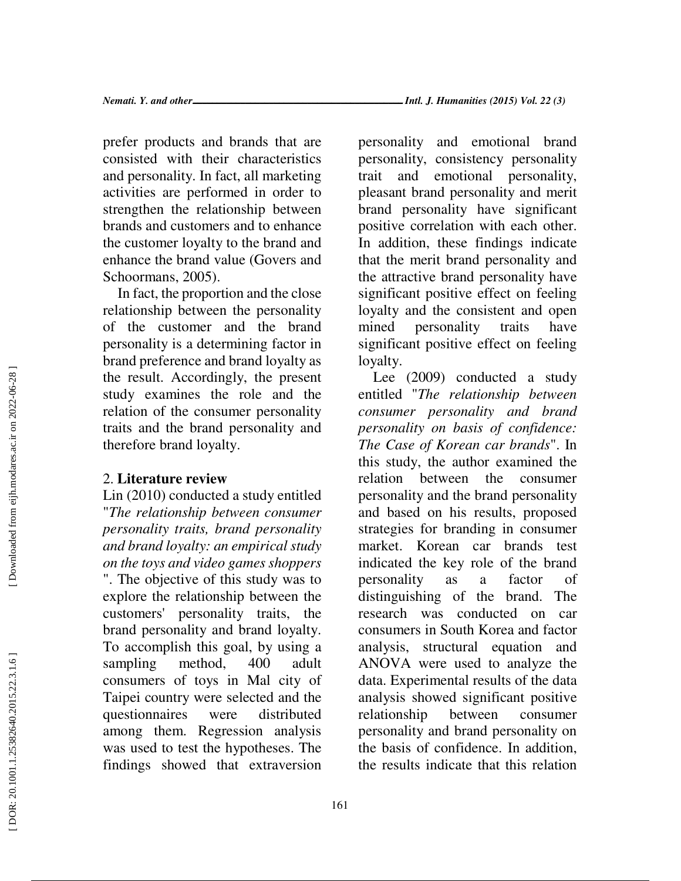prefer products and brands that are consisted with their characteristics and personality. In fact, all marketing activities are performed in order to strengthen the relationship between brands and customers and to enhance the customer loyalty to the brand and enhance the brand value (Govers and Schoormans, 2005).

In fact, the proportion and the close relationship between the personality of the customer and the brand personality is a determining factor in brand preference and brand loyalty as the result. Accordingly, the present study examines the role and the relation of the consumer personality traits and the brand personality and therefore brand loyalty.

## 2. **Literature review**

Lin (2010) conducted a study entitled "*The relationship between consumer personality traits, brand personality and brand loyalty: an empirical study on the toys and video games shoppers* ". The objective of this study was to explore the relationship between the customers' personality traits, the brand personality and brand loyalty. To accomplish this goal, by using a sampling method, 400 adult consumers of toys in Mal city of Taipei country were selected and the questionnaires were distributed among them. Regression analysis was used to test the hypotheses. The findings showed that extraversion personality and emotional brand personality, consistency personality trait and emotional personality, pleasant brand personality and merit brand personality have significant positive correlation with each other. In addition, these findings indicate that the merit brand personality and the attractive brand personality have significant positive effect on feeling loyalty and the consistent and open mined personality traits have significant positive effect on feeling loyalty.

Lee (2009) conducted a study entitled "*The relationship between consumer personality and brand personality on basis of confidence: The Case of Korean car brands*". In this study, the author examined the relation between the consumer personality and the brand personality and based on his results, proposed strategies for branding in consumer market. Korean car brands test indicated the key role of the brand personality as a factor of distinguishing of the brand. The research was conducted on car consumers in South Korea and factor analysis, structural equation and ANOVA were used to analyze the data. Experimental results of the data analysis showed significant positive relationship between consumer personality and brand personality on the basis of confidence. In addition, the results indicate that this relation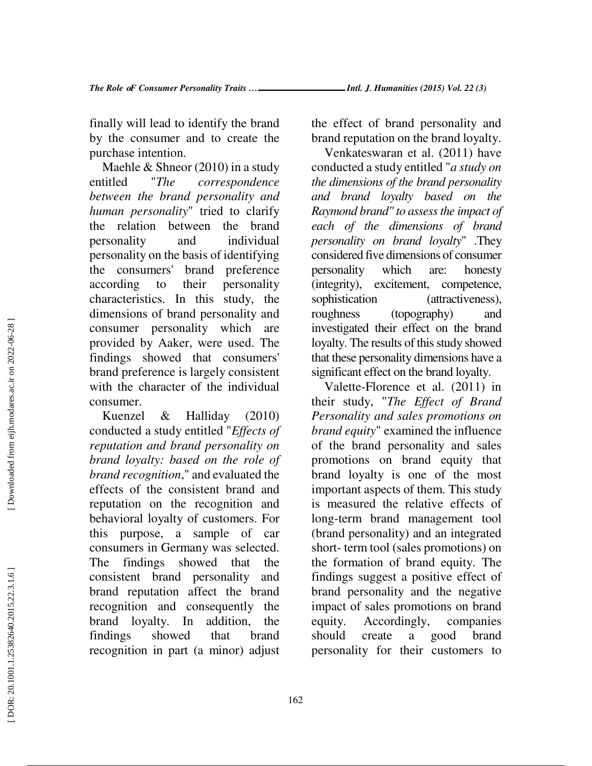finally will lead to identify the brand by the consumer and to create the purchase intention.

Maehle & Shneor (2010) in a study entitled "*The correspondence between the brand personality and human personality*" tried to clarify the relation between the brand personality and individual personality on the basis of identifying the consumers' brand preference according to their personality characteristics. In this study, the dimensions of brand personality and consumer personality which are provided by Aaker, were used. The findings showed that consumers' brand preference is largely consistent with the character of the individual consumer.

Kuenzel & Halliday (2010) conducted a study entitled "*Effects of reputation and brand personality on brand loyalty: based on the role of brand recognition*," and evaluated the effects of the consistent brand and reputation on the recognition and behavioral loyalty of customers. For this purpose, a sample of car consumers in Germany was selected. The findings showed that the consistent brand personality and brand reputation affect the brand recognition and consequently the brand loyalty. In addition, the findings showed that brand recognition in part (a minor) adjust the effect of brand personality and brand reputation on the brand loyalty.

Venkateswaran et al. (2011) have conducted a study entitled "*a study on the dimensions of the brand personality and brand loyalty based on the Raymond brand" to assess the impact of each of the dimensions of brand personality on brand loyalty*" .They considered five dimensions of consumer personality which are: honesty (integrity), excitement, competence, sophistication (attractiveness), roughness (topography) and investigated their effect on the brand loyalty. The results of this study showed that these personality dimensions have a significant effect on the brand loyalty.

Valette-Florence et al. (2011) in their study, "*The Effect of Brand Personality and sales promotions on brand equity*" examined the influence of the brand personality and sales promotions on brand equity that brand loyalty is one of the most important aspects of them. This study is measured the relative effects of long-term brand management tool (brand personality) and an integrated short- term tool (sales promotions) on the formation of brand equity. The findings suggest a positive effect of brand personality and the negative impact of sales promotions on brand equity. Accordingly, companies should create a good brand personality for their customers to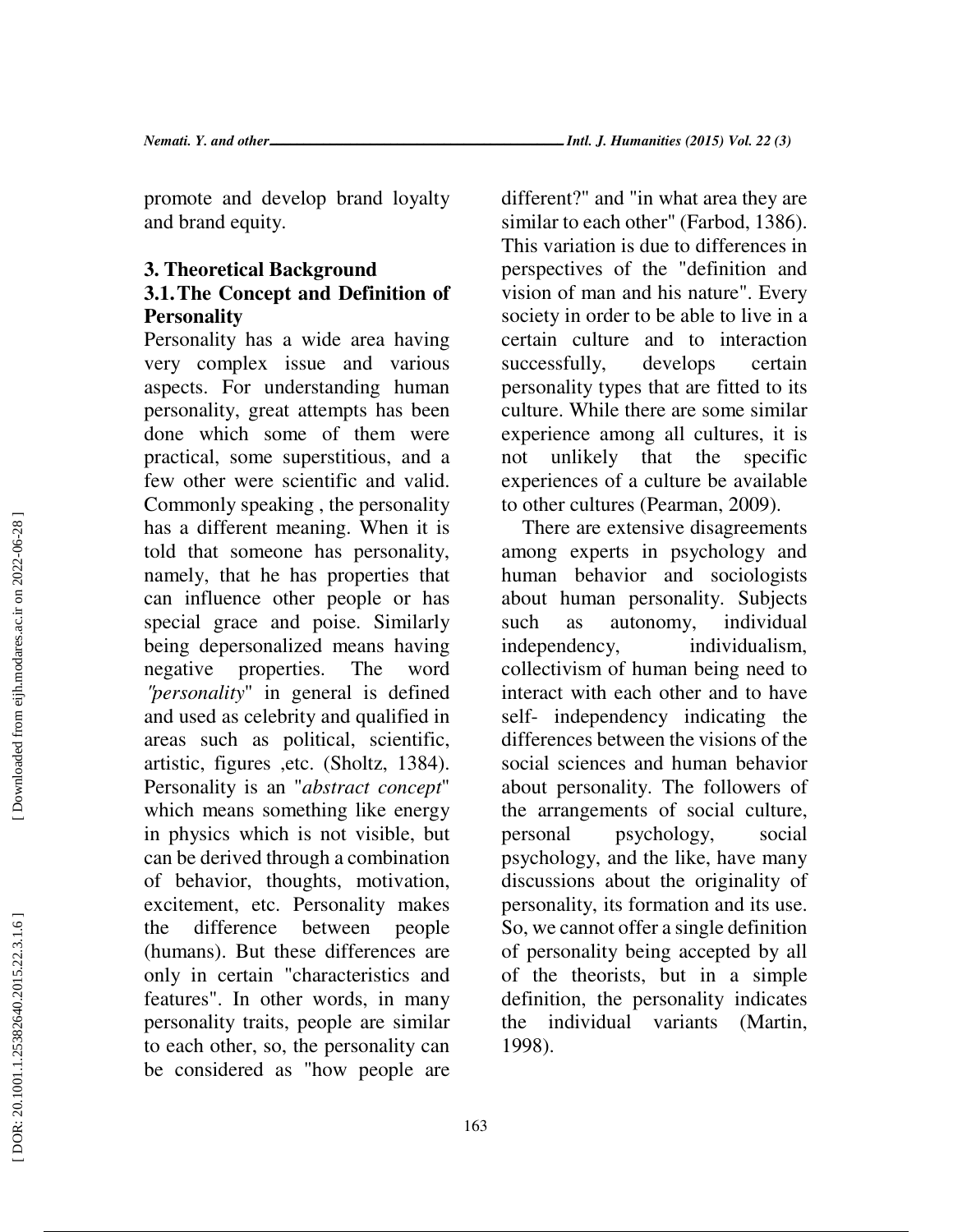promote and develop brand loyalty and brand equity.

## 3. Theoretical Background

### 3.1. The Concept and Definition of Personality

Personality has a wide area having very complex issue and various aspects. For understanding human personality, great attempts has been done which some of them were practical, some superstitious, and a few other were scientific and valid. Commonly speaking , the personality has a different meaning. When it is told that someone has personality, namely, that he has properties that can influence other people or has special grace and poise. Similarly being depersonalized means having negative properties. The word *"personality*" in general is defined and used as celebrity and qualified in areas such as political, scientific, artistic, figures ,etc. (Sholtz, 1384). Personality is an "*abstract concept*" which means something like energy in physics which is not visible, but can be derived through a combination of behavior, thoughts, motivation, excitement, etc. Personality makes the difference between people (humans). But these differences are only in certain "characteristics and features". In other words, in many personality traits, people are similar to each other, so, the personality can be considered as "how people are different?" and "in what area they are similar to each other" (Farbod, 1386). This variation is due to differences in perspectives of the "definition and vision of man and his nature". Every society in order to be able to live in a certain culture and to interaction successfully, develops certain personality types that are fitted to its culture. While there are some similar experience among all cultures, it is not unlikely that the specific experiences of a culture be available to other cultures (Pearman, 2009).

There are extensive disagreements among experts in psychology and human behavior and sociologists about human personality. Subjects such as autonomy, individual independency, individualism, collectivism of human being need to interact with each other and to have self- independency indicating the differences between the visions of the social sciences and human behavior about personality. The followers of the arrangements of social culture, personal psychology, social psychology, and the like, have many discussions about the originality of personality, its formation and its use. So, we cannot offer a single definition of personality being accepted by all of the theorists, but in a simple definition, the personality indicates the individual variants (Martin, 1998).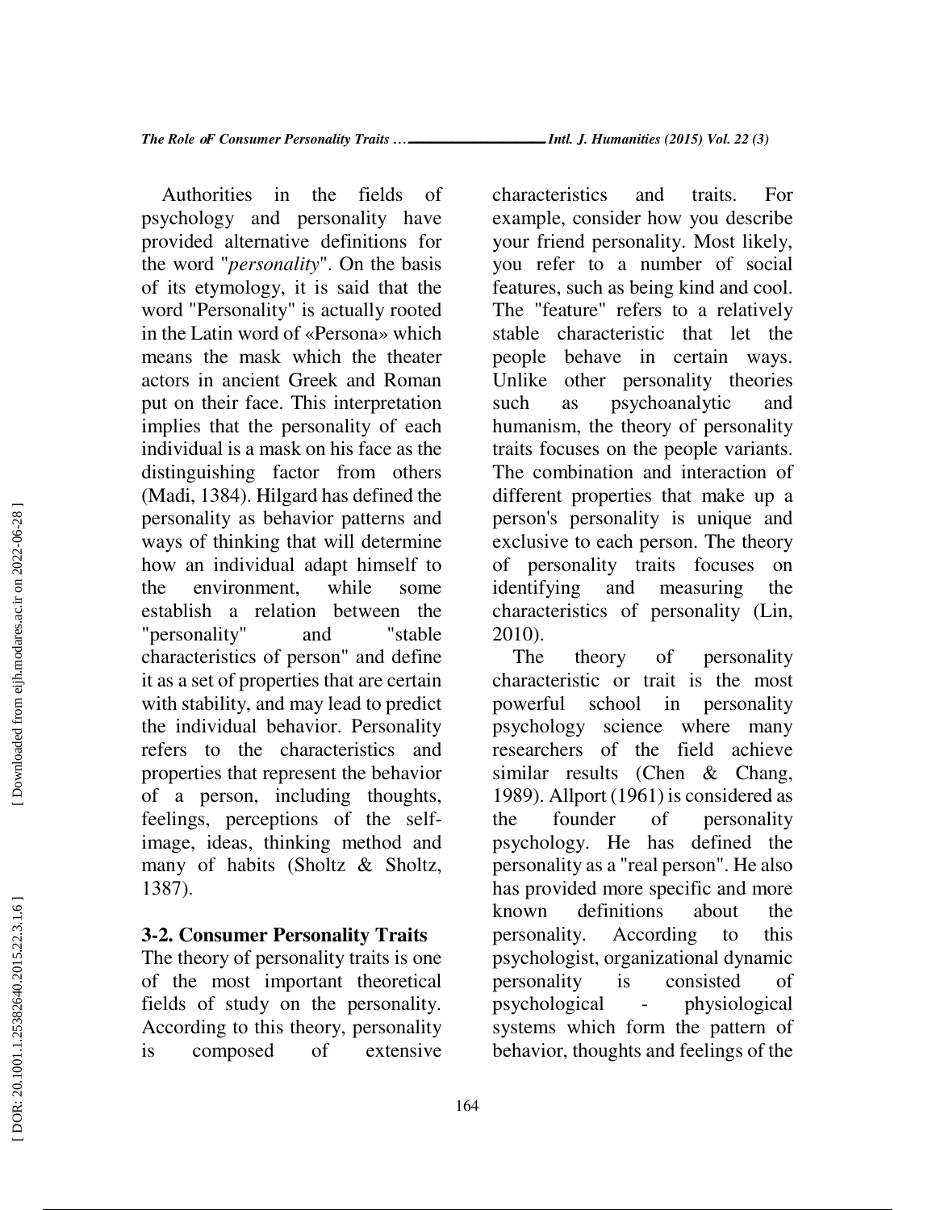Authorities in the fields of psychology and personality have provided alternative definitions for the word "*personality*". On the basis of its etymology, it is said that the word "Personality" is actually rooted in the Latin word of «Persona» which means the mask which the theater actors in ancient Greek and Roman put on their face. This interpretation implies that the personality of each individual is a mask on his face as the distinguishing factor from others (Madi, 1384). Hilgard has defined the personality as behavior patterns and ways of thinking that will determine how an individual adapt himself to the environment, while some establish a relation between the "personality" and "stable characteristics of person" and define it as a set of properties that are certain with stability, and may lead to predict the individual behavior. Personality refers to the characteristics and properties that represent the behavior of a person, including thoughts, feelings, perceptions of the self-image, ideas, thinking method and many of habits (Sholtz & Sholtz, 1387).

### 3-2. Consumer Personality Traits

The theory of personality traits is one of the most important theoretical fields of study on the personality. According to this theory, personality is composed of extensive characteristics and traits. For example, consider how you describe your friend personality. Most likely, you refer to a number of social features, such as being kind and cool. The "feature" refers to a relatively stable characteristic that let the people behave in certain ways. Unlike other personality theories such as psychoanalytic and humanism, the theory of personality traits focuses on the people variants. The combination and interaction of different properties that make up a person's personality is unique and exclusive to each person. The theory of personality traits focuses on identifying and measuring the characteristics of personality (Lin, 2010).

The theory of personality characteristic or trait is the most powerful school in personality psychology science where many researchers of the field achieve similar results (Chen & Chang, 1989). Allport (1961) is considered as the founder of personality psychology. He has defined the personality as a "real person". He also has provided more specific and more known definitions about the personality. According to this psychologist, organizational dynamic personality is consisted of psychological - physiological systems which form the pattern of behavior, thoughts and feelings of the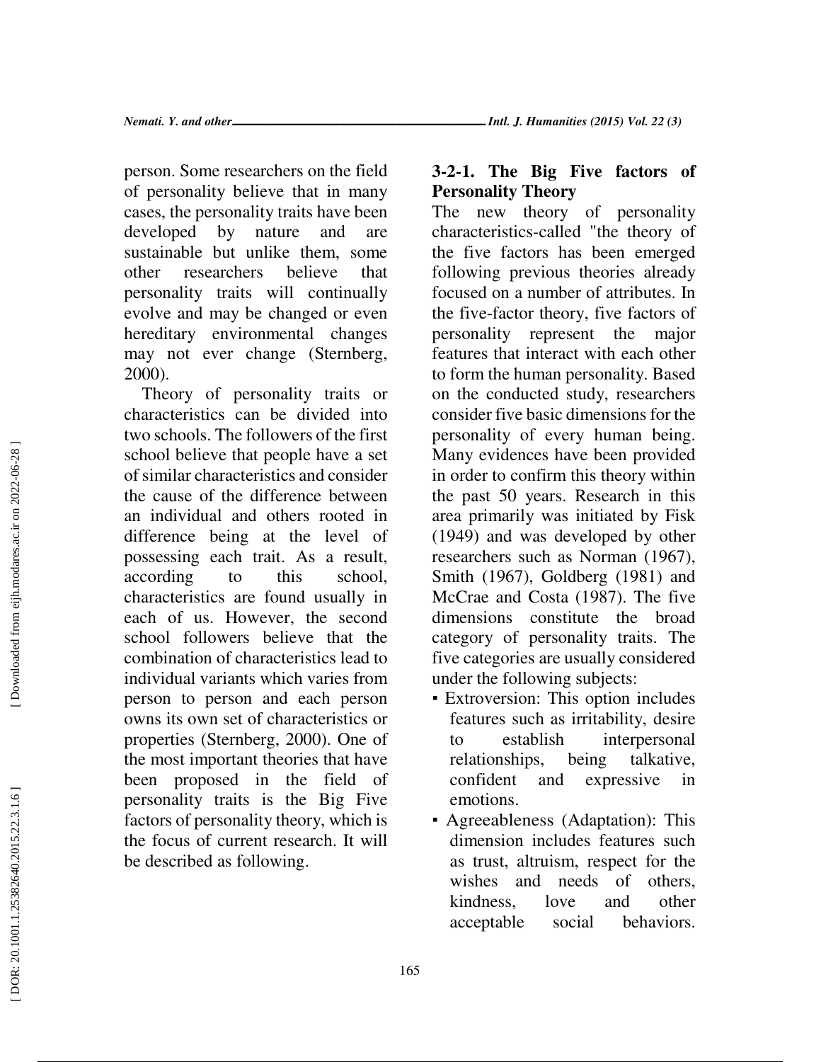person. Some researchers on the field of personality believe that in many cases, the personality traits have been developed by nature and are sustainable but unlike them, some other researchers believe that personality traits will continually evolve and may be changed or even hereditary environmental changes may not ever change (Sternberg, 2000).

Theory of personality traits or characteristics can be divided into two schools. The followers of the first school believe that people have a set of similar characteristics and consider the cause of the difference between an individual and others rooted in difference being at the level of possessing each trait. As a result, according to this school, characteristics are found usually in each of us. However, the second school followers believe that the combination of characteristics lead to individual variants which varies from person to person and each person owns its own set of characteristics or properties (Sternberg, 2000). One of the most important theories that have been proposed in the field of personality traits is the Big Five factors of personality theory, which is the focus of current research. It will be described as following.

### 3-2-1. The Big Five factors of Personality Theory

The new theory of personality characteristics-called "the theory of the five factors has been emerged following previous theories already focused on a number of attributes. In the five-factor theory, five factors of personality represent the major features that interact with each other to form the human personality. Based on the conducted study, researchers consider five basic dimensions for the personality of every human being. Many evidences have been provided in order to confirm this theory within the past 50 years. Research in this area primarily was initiated by Fisk (1949) and was developed by other researchers such as Norman (1967), Smith (1967), Goldberg (1981) and McCrae and Costa (1987). The five dimensions constitute the broad category of personality traits. The five categories are usually considered under the following subjects:

- Extroversion: This option includes features such as irritability, desire to establish interpersonal relationships, being talkative, confident and expressive in emotions.
- Agreeableness (Adaptation): This dimension includes features such as trust, altruism, respect for the wishes and needs of others, kindness, love and other acceptable social behaviors.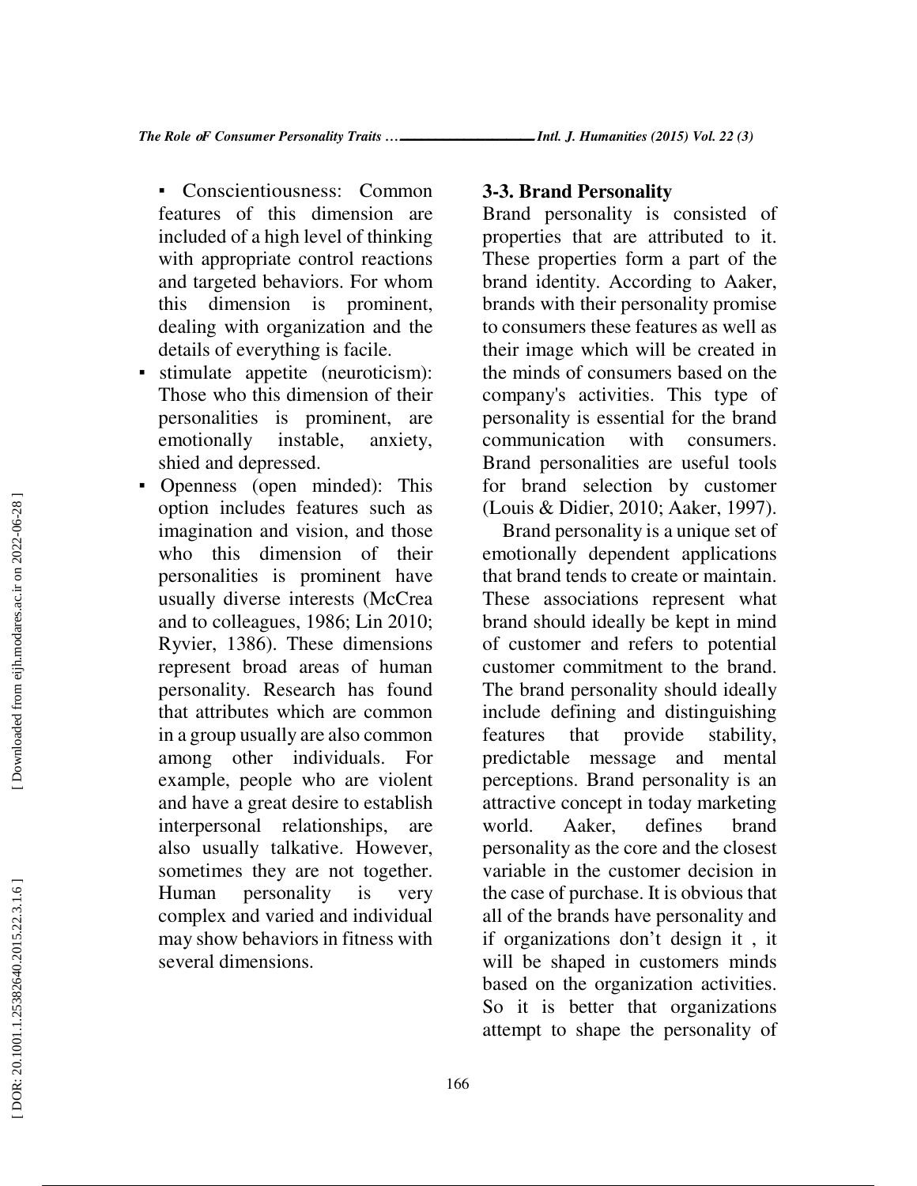- Conscientiousness: Common features of this dimension are included of a high level of thinking with appropriate control reactions and targeted behaviors. For whom this dimension is prominent, dealing with organization and the details of everything is facile.
- stimulate appetite (neuroticism): Those who this dimension of their personalities is prominent, are emotionally instable, anxiety, shied and depressed.
- Openness (open minded): This option includes features such as imagination and vision, and those who this dimension of their personalities is prominent have usually diverse interests (McCrea and to colleagues, 1986; Lin 2010; Ryvier, 1386). These dimensions represent broad areas of human personality. Research has found that attributes which are common in a group usually are also common among other individuals. For example, people who are violent and have a great desire to establish interpersonal relationships, are also usually talkative. However, sometimes they are not together. Human personality is very complex and varied and individual may show behaviors in fitness with several dimensions.

### 3-3. Brand Personality

Brand personality is consisted of properties that are attributed to it. These properties form a part of the brand identity. According to Aaker, brands with their personality promise to consumers these features as well as their image which will be created in the minds of consumers based on the company's activities. This type of personality is essential for the brand communication with consumers. Brand personalities are useful tools for brand selection by customer (Louis & Didier, 2010; Aaker, 1997).

Brand personality is a unique set of emotionally dependent applications that brand tends to create or maintain. These associations represent what brand should ideally be kept in mind of customer and refers to potential customer commitment to the brand. The brand personality should ideally include defining and distinguishing features that provide stability, predictable message and mental perceptions. Brand personality is an attractive concept in today marketing world. Aaker, defines brand personality as the core and the closest variable in the customer decision in the case of purchase. It is obvious that all of the brands have personality and if organizations don't design it , it will be shaped in customers minds based on the organization activities. So it is better that organizations attempt to shape the personality of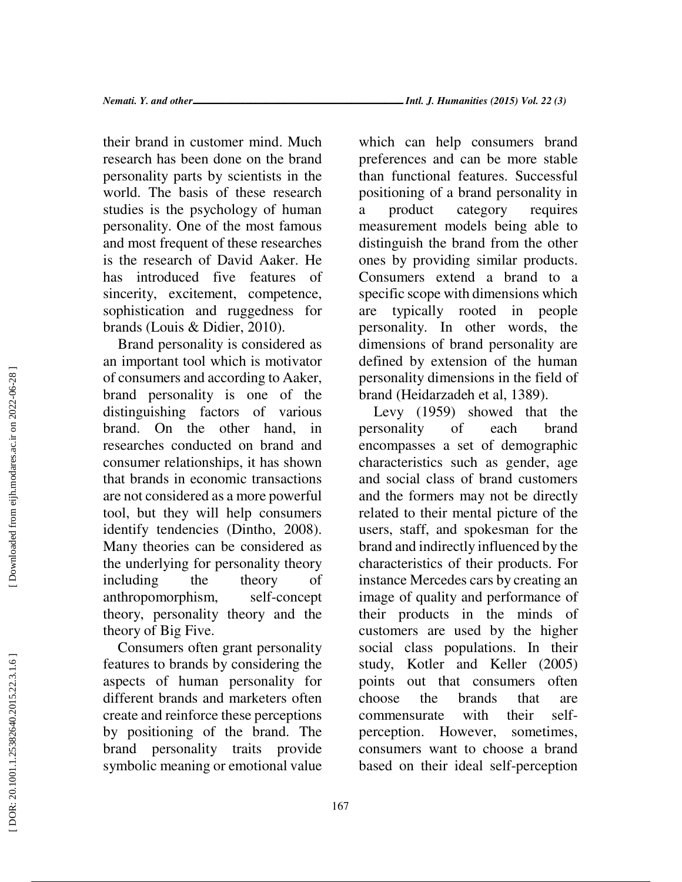their brand in customer mind. Much research has been done on the brand personality parts by scientists in the world. The basis of these research studies is the psychology of human personality. One of the most famous and most frequent of these researches is the research of David Aaker. He has introduced five features of sincerity, excitement, competence, sophistication and ruggedness for brands (Louis & Didier, 2010).

Brand personality is considered as an important tool which is motivator of consumers and according to Aaker, brand personality is one of the distinguishing factors of various brand. On the other hand, in researches conducted on brand and consumer relationships, it has shown that brands in economic transactions are not considered as a more powerful tool, but they will help consumers identify tendencies (Dintho, 2008). Many theories can be considered as the underlying for personality theory including the theory of anthropomorphism, self-concept theory, personality theory and the theory of Big Five.

Consumers often grant personality features to brands by considering the aspects of human personality for different brands and marketers often create and reinforce these perceptions by positioning of the brand. The brand personality traits provide symbolic meaning or emotional value which can help consumers brand preferences and can be more stable than functional features. Successful positioning of a brand personality in a product category requires measurement models being able to distinguish the brand from the other ones by providing similar products. Consumers extend a brand to a specific scope with dimensions which are typically rooted in people personality. In other words, the dimensions of brand personality are defined by extension of the human personality dimensions in the field of brand (Heidarzadeh et al, 1389).

Levy (1959) showed that the personality of each brand encompasses a set of demographic characteristics such as gender, age and social class of brand customers and the formers may not be directly related to their mental picture of the users, staff, and spokesman for the brand and indirectly influenced by the characteristics of their products. For instance Mercedes cars by creating an image of quality and performance of their products in the minds of customers are used by the higher social class populations. In their study, Kotler and Keller (2005) points out that consumers often choose the brands that are commensurate with their self-perception. However, sometimes, consumers want to choose a brand based on their ideal self-perception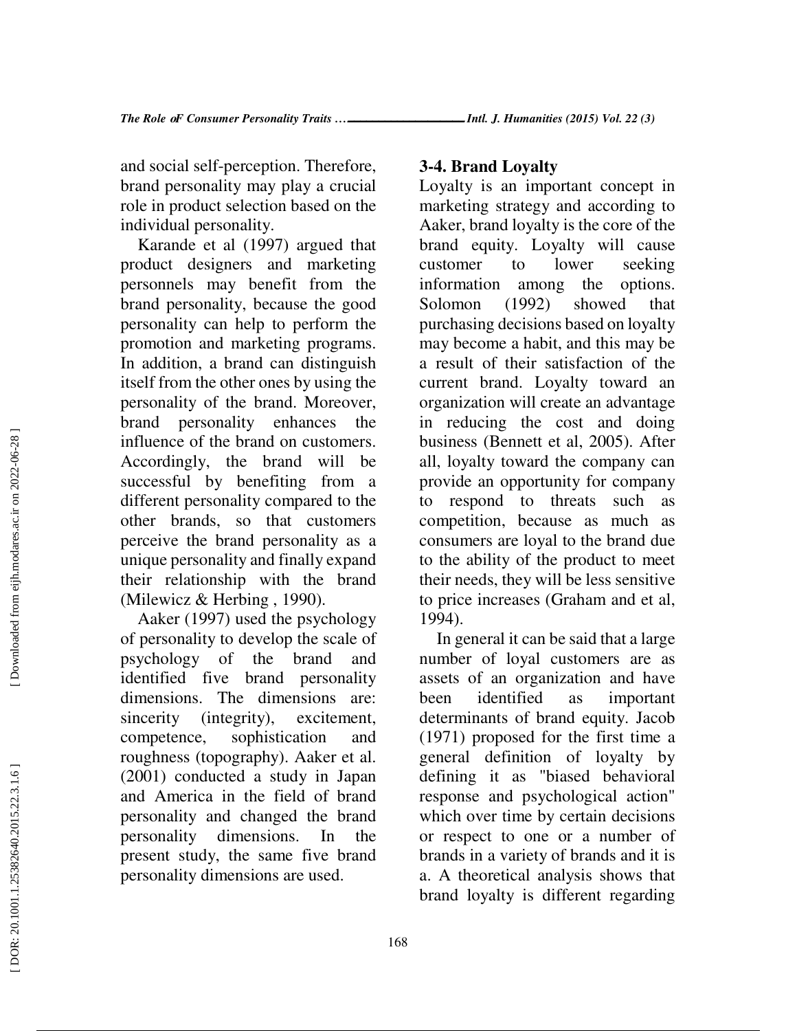and social self-perception. Therefore, brand personality may play a crucial role in product selection based on the individual personality.

Karande et al (1997) argued that product designers and marketing personnels may benefit from the brand personality, because the good personality can help to perform the promotion and marketing programs. In addition, a brand can distinguish itself from the other ones by using the personality of the brand. Moreover, brand personality enhances the influence of the brand on customers. Accordingly, the brand will be successful by benefiting from a different personality compared to the other brands, so that customers perceive the brand personality as a unique personality and finally expand their relationship with the brand (Milewicz & Herbing , 1990).

Aaker (1997) used the psychology of personality to develop the scale of psychology of the brand and identified five brand personality dimensions. The dimensions are: sincerity (integrity), excitement, competence, sophistication and roughness (topography). Aaker et al. (2001) conducted a study in Japan and America in the field of brand personality and changed the brand personality dimensions. In the present study, the same five brand personality dimensions are used.

### 3-4. Brand Loyalty

Loyalty is an important concept in marketing strategy and according to Aaker, brand loyalty is the core of the brand equity. Loyalty will cause customer to lower seeking information among the options. Solomon (1992) showed that purchasing decisions based on loyalty may become a habit, and this may be a result of their satisfaction of the current brand. Loyalty toward an organization will create an advantage in reducing the cost and doing business (Bennett et al, 2005). After all, loyalty toward the company can provide an opportunity for company to respond to threats such as competition, because as much as consumers are loyal to the brand due to the ability of the product to meet their needs, they will be less sensitive to price increases (Graham and et al, 1994).

In general it can be said that a large number of loyal customers are as assets of an organization and have been identified as important determinants of brand equity. Jacob (1971) proposed for the first time a general definition of loyalty by defining it as "biased behavioral response and psychological action" which over time by certain decisions or respect to one or a number of brands in a variety of brands and it is a. A theoretical analysis shows that brand loyalty is different regarding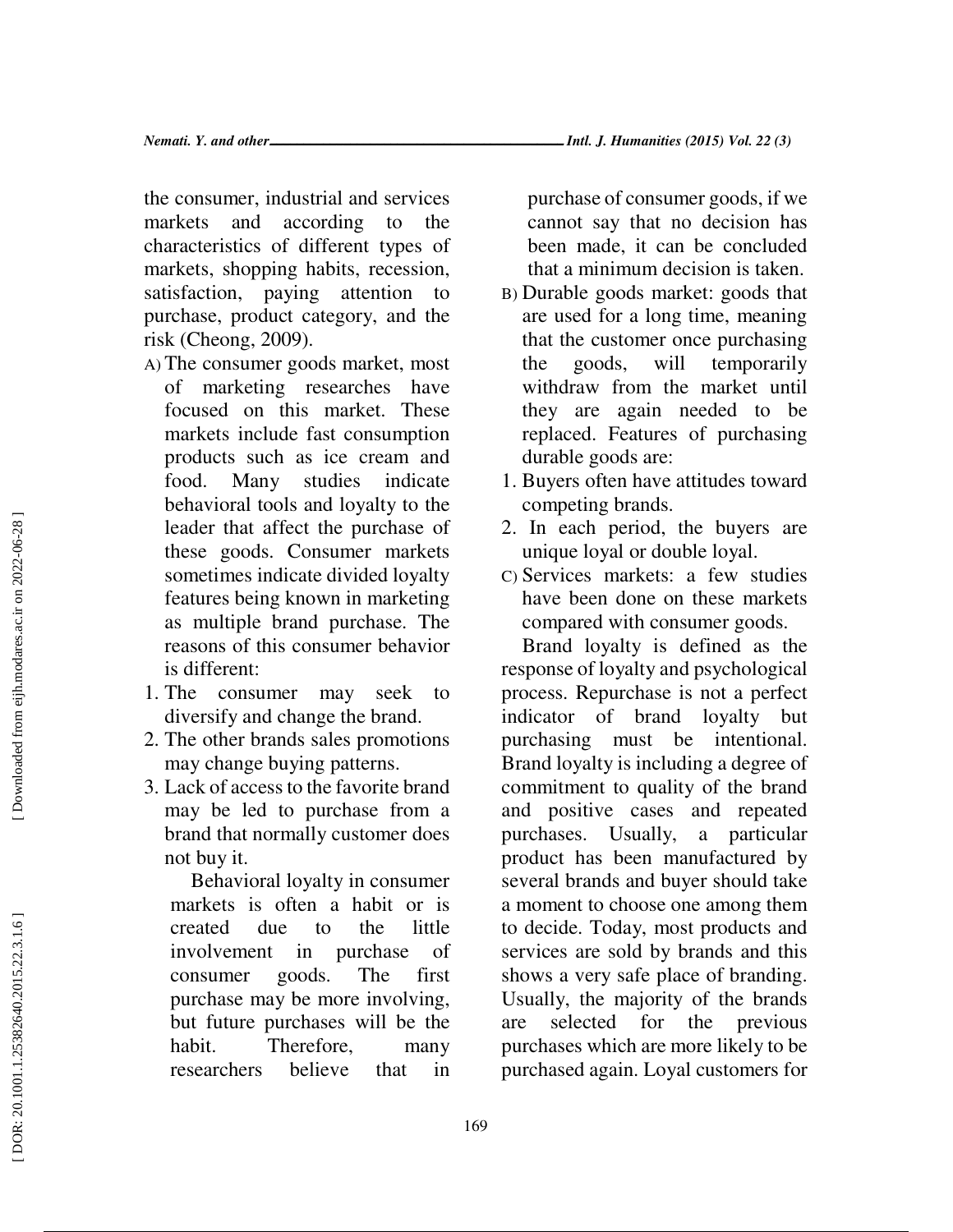the consumer, industrial and services markets and according to the characteristics of different types of markets, shopping habits, recession, satisfaction, paying attention to purchase, product category, and the risk (Cheong, 2009).

A) The consumer goods market, most of marketing researches have focused on this market. These markets include fast consumption products such as ice cream and food. Many studies indicate behavioral tools and loyalty to the leader that affect the purchase of these goods. Consumer markets sometimes indicate divided loyalty features being known in marketing as multiple brand purchase. The reasons of this consumer behavior is different:

1. The consumer may seek to diversify and change the brand.
2. The other brands sales promotions may change buying patterns.
3. Lack of access to the favorite brand may be led to purchase from a brand that normally customer does not buy it.

Behavioral loyalty in consumer markets is often a habit or is created due to the little involvement in purchase of consumer goods. The first purchase may be more involving, but future purchases will be the habit. Therefore, many researchers believe that in purchase of consumer goods, if we cannot say that no decision has been made, it can be concluded that a minimum decision is taken.

B) Durable goods market: goods that are used for a long time, meaning that the customer once purchasing the goods, will temporarily withdraw from the market until they are again needed to be replaced. Features of purchasing durable goods are:

1. Buyers often have attitudes toward competing brands.
2. In each period, the buyers are unique loyal or double loyal.

C) Services markets: a few studies have been done on these markets compared with consumer goods.

Brand loyalty is defined as the response of loyalty and psychological process. Repurchase is not a perfect indicator of brand loyalty but purchasing must be intentional. Brand loyalty is including a degree of commitment to quality of the brand and positive cases and repeated purchases. Usually, a particular product has been manufactured by several brands and buyer should take a moment to choose one among them to decide. Today, most products and services are sold by brands and this shows a very safe place of branding. Usually, the majority of the brands are selected for the previous purchases which are more likely to be purchased again. Loyal customers for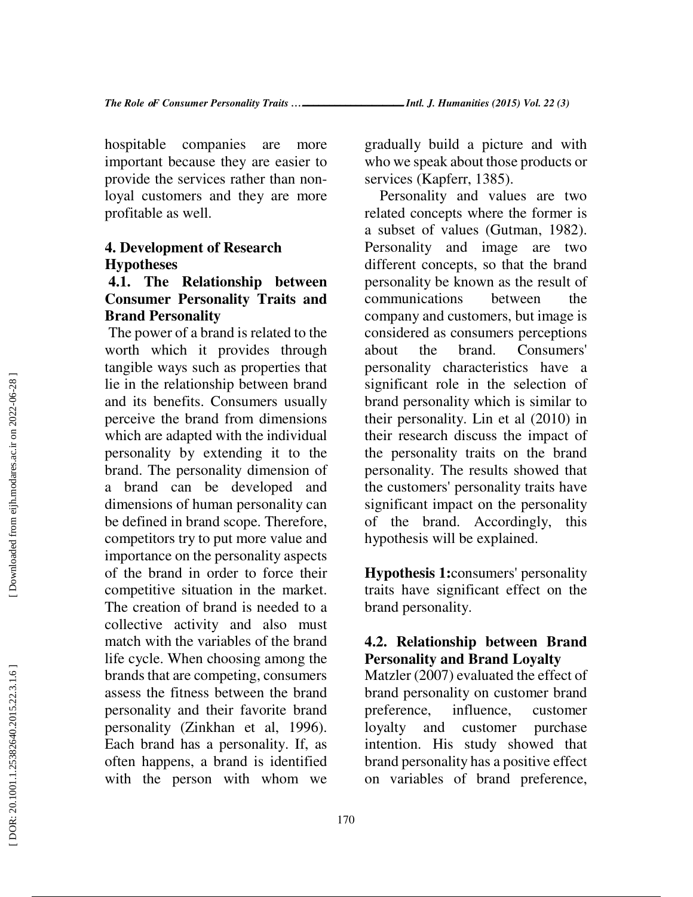hospitable companies are more important because they are easier to provide the services rather than non-loyal customers and they are more profitable as well.

## 4. Development of Research Hypotheses

### 4.1. The Relationship between Consumer Personality Traits and Brand Personality

The power of a brand is related to the worth which it provides through tangible ways such as properties that lie in the relationship between brand and its benefits. Consumers usually perceive the brand from dimensions which are adapted with the individual personality by extending it to the brand. The personality dimension of a brand can be developed and dimensions of human personality can be defined in brand scope. Therefore, competitors try to put more value and importance on the personality aspects of the brand in order to force their competitive situation in the market. The creation of brand is needed to a collective activity and also must match with the variables of the brand life cycle. When choosing among the brands that are competing, consumers assess the fitness between the brand personality and their favorite brand personality (Zinkhan et al, 1996). Each brand has a personality. If, as often happens, a brand is identified with the person with whom we gradually build a picture and with who we speak about those products or services (Kapferr, 1385).

Personality and values are two related concepts where the former is a subset of values (Gutman, 1982). Personality and image are two different concepts, so that the brand personality be known as the result of communications between the company and customers, but image is considered as consumers perceptions about the brand. Consumers' personality characteristics have a significant role in the selection of brand personality which is similar to their personality. Lin et al (2010) in their research discuss the impact of the personality traits on the brand personality. The results showed that the customers' personality traits have significant impact on the personality of the brand. Accordingly, this hypothesis will be explained.

**Hypothesis 1:**consumers' personality traits have significant effect on the brand personality.

### 4.2. Relationship between Brand Personality and Brand Loyalty

Matzler (2007) evaluated the effect of brand personality on customer brand preference, influence, customer loyalty and customer purchase intention. His study showed that brand personality has a positive effect on variables of brand preference,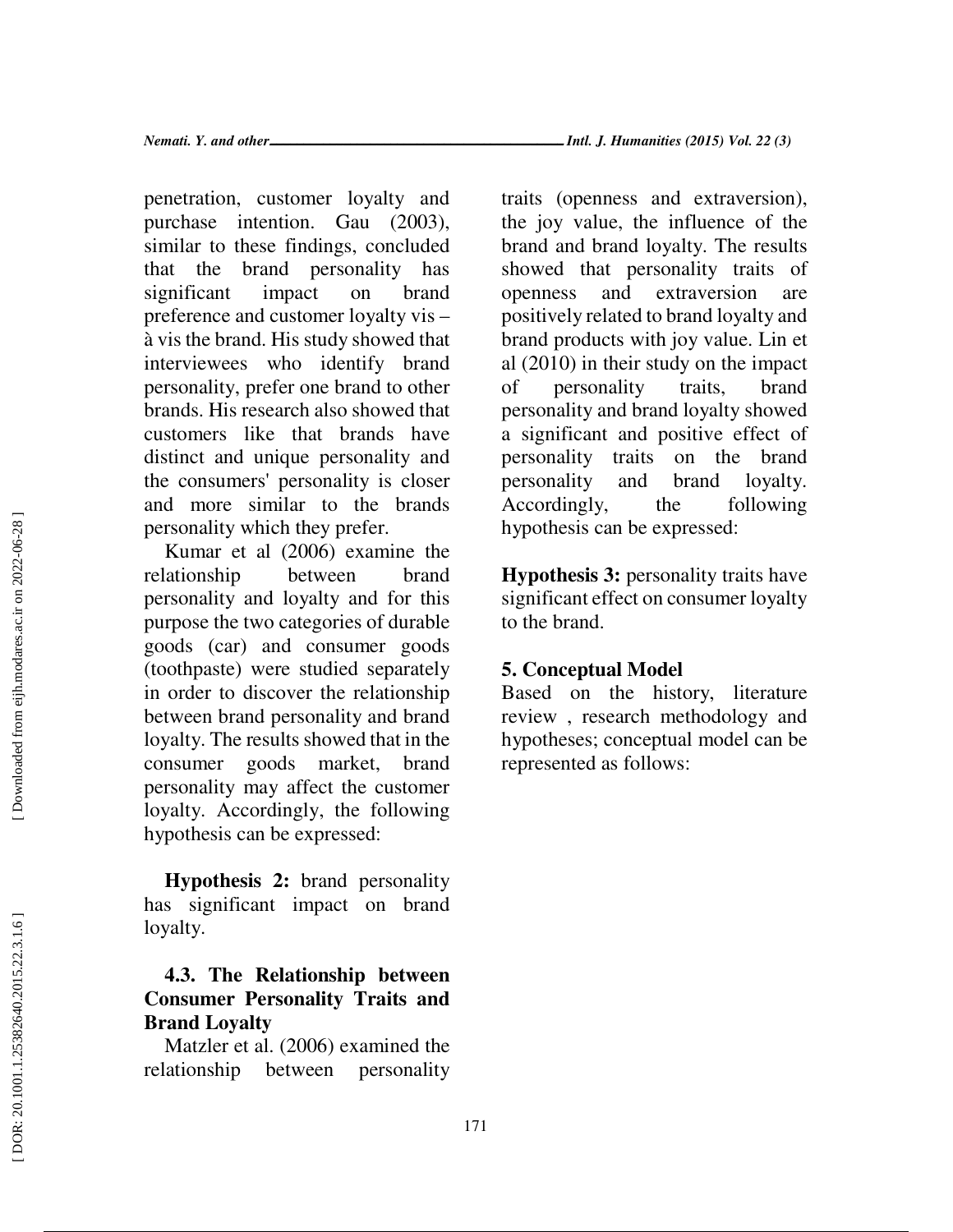penetration, customer loyalty and purchase intention. Gau (2003), similar to these findings, concluded that the brand personality has significant impact on brand preference and customer loyalty vis – à vis the brand. His study showed that interviewees who identify brand personality, prefer one brand to other brands. His research also showed that customers like that brands have distinct and unique personality and the consumers' personality is closer and more similar to the brands personality which they prefer.

Kumar et al (2006) examine the relationship between brand personality and loyalty and for this purpose the two categories of durable goods (car) and consumer goods (toothpaste) were studied separately in order to discover the relationship between brand personality and brand loyalty. The results showed that in the consumer goods market, brand personality may affect the customer loyalty. Accordingly, the following hypothesis can be expressed:

**Hypothesis 2:** brand personality has significant impact on brand loyalty.

### 4.3. The Relationship between Consumer Personality Traits and Brand Loyalty

Matzler et al. (2006) examined the relationship between personality traits (openness and extraversion), the joy value, the influence of the brand and brand loyalty. The results showed that personality traits of openness and extraversion are positively related to brand loyalty and brand products with joy value. Lin et al (2010) in their study on the impact of personality traits, brand personality and brand loyalty showed a significant and positive effect of personality traits on the brand personality and brand loyalty. Accordingly, the following hypothesis can be expressed:

**Hypothesis 3:** personality traits have significant effect on consumer loyalty to the brand.

## 5. Conceptual Model

Based on the history, literature review , research methodology and hypotheses; conceptual model can be represented as follows: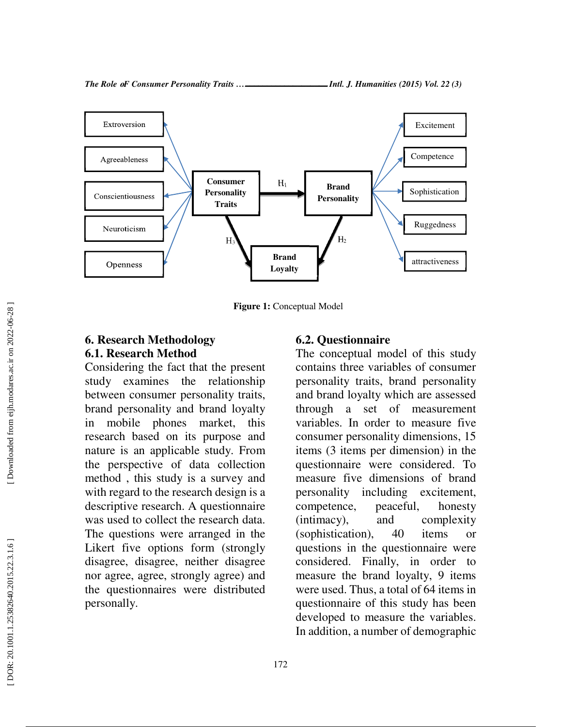Extroversion

Agreeableness

Conscientiousness

Neuroticism

Openness

Consumer Personality Traits

$H_1$

Brand Personality

$H_3$

$H_2$

Brand Loyalty

Excitement

Competence

Sophistication

Ruggedness

attractiveness

**Figure 1:** Conceptual Model

## 6. Research Methodology

### 6.1. Research Method

Considering the fact that the present study examines the relationship between consumer personality traits, brand personality and brand loyalty in mobile phones market, this research based on its purpose and nature is an applicable study. From the perspective of data collection method , this study is a survey and with regard to the research design is a descriptive research. A questionnaire was used to collect the research data. The questions were arranged in the Likert five options form (strongly disagree, disagree, neither disagree nor agree, agree, strongly agree) and the questionnaires were distributed personally.

### 6.2. Questionnaire

The conceptual model of this study contains three variables of consumer personality traits, brand personality and brand loyalty which are assessed through a set of measurement variables. In order to measure five consumer personality dimensions, 15 items (3 items per dimension) in the questionnaire were considered. To measure five dimensions of brand personality including excitement, competence, peaceful, honesty (intimacy), and complexity (sophistication), 40 items or questions in the questionnaire were considered. Finally, in order to measure the brand loyalty, 9 items were used. Thus, a total of 64 items in questionnaire of this study has been developed to measure the variables. In addition, a number of demographic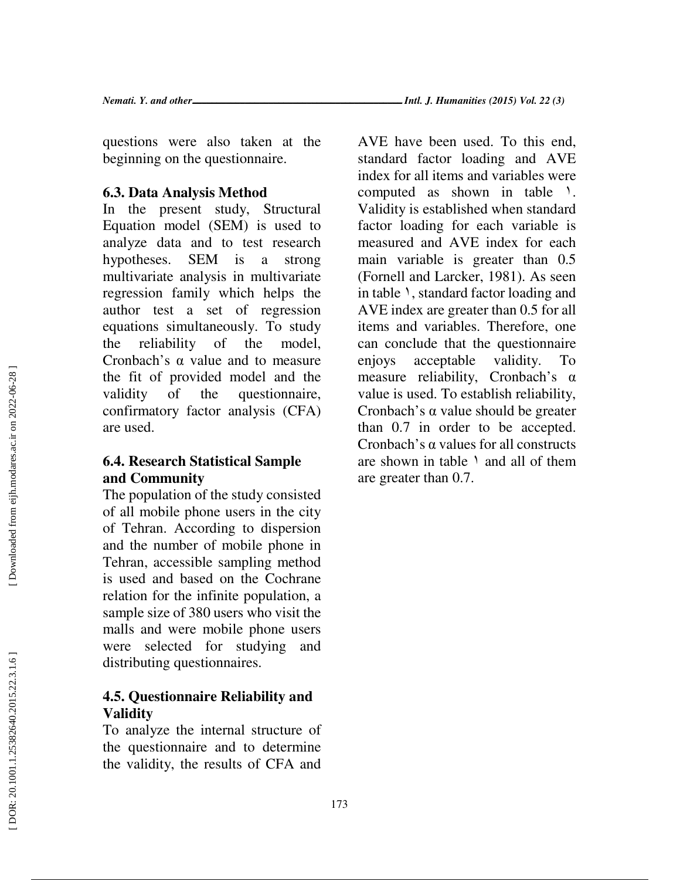questions were also taken at the beginning on the questionnaire.

### 6.3. Data Analysis Method

In the present study, Structural Equation model (SEM) is used to analyze data and to test research hypotheses. SEM is a strong multivariate analysis in multivariate regression family which helps the author test a set of regression equations simultaneously. To study the reliability of the model, Cronbach's α value and to measure the fit of provided model and the validity of the questionnaire, confirmatory factor analysis (CFA) are used.

### 6.4. Research Statistical Sample and Community

The population of the study consisted of all mobile phone users in the city of Tehran. According to dispersion and the number of mobile phone in Tehran, accessible sampling method is used and based on the Cochrane relation for the infinite population, a sample size of 380 users who visit the malls and were mobile phone users were selected for studying and distributing questionnaires.

### 4.5. Questionnaire Reliability and Validity

To analyze the internal structure of the questionnaire and to determine the validity, the results of CFA and AVE have been used. To this end, standard factor loading and AVE index for all items and variables were computed as shown in table ۱. Validity is established when standard factor loading for each variable is measured and AVE index for each main variable is greater than 0.5 (Fornell and Larcker, 1981). As seen in table ۱, standard factor loading and AVE index are greater than 0.5 for all items and variables. Therefore, one can conclude that the questionnaire enjoys acceptable validity. To measure reliability, Cronbach's α value is used. To establish reliability, Cronbach's α value should be greater than 0.7 in order to be accepted. Cronbach's α values for all constructs are shown in table ۱ and all of them are greater than 0.7.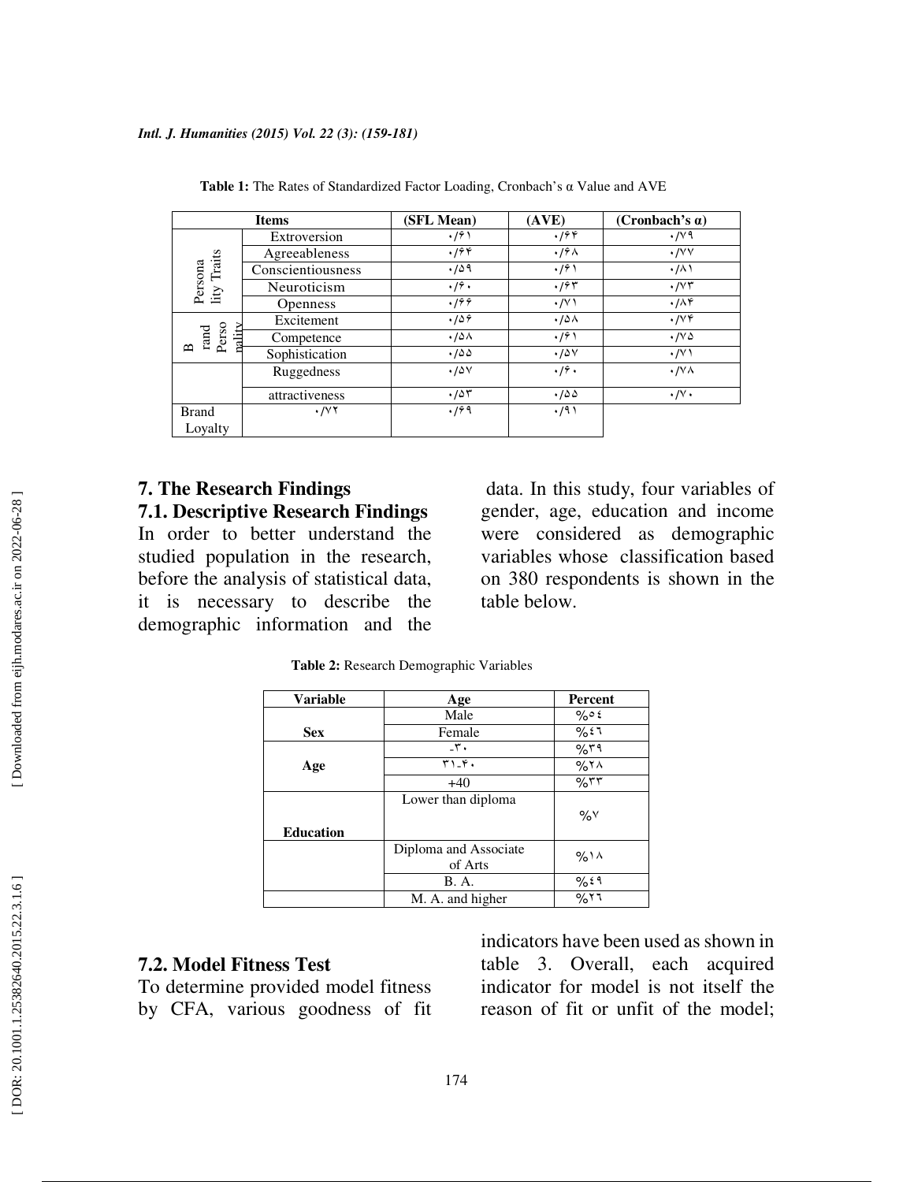**Table 1:** The Rates of Standardized Factor Loading, Cronbach's α Value and AVE

| Items | | (SFL Mean) | (AVE) | (Cronbach's α) |
|---|---|---|---|---|
| Personality Traits | Extroversion | ۰/۶۱ | ۰/۶۴ | ۰/۷۹ |
| | Agreeableness | ۰/۶۴ | ۰/۶۸ | ۰/۷۷ |
| | Conscientiousness | ۰/۵۹ | ۰/۶۱ | ۰/۸۱ |
| | Neuroticism | ۰/۶۰ | ۰/۶۳ | ۰/۷۳ |
| | Openness | ۰/۶۶ | ۰/۷۱ | ۰/۸۴ |
| Brand Personality | Excitement | ۰/۵۶ | ۰/۵۸ | ۰/۷۴ |
| | Competence | ۰/۵۸ | ۰/۶۱ | ۰/۷۵ |
| | Sophistication | ۰/۵۵ | ۰/۵۷ | ۰/۷۱ |
| | Ruggedness | ۰/۵۷ | ۰/۶۰ | ۰/۷۸ |
| | attractiveness | ۰/۵۳ | ۰/۵۵ | ۰/۷۰ |
| Brand Loyalty | ۰/۷۲ | ۰/۶۹ | ۰/۹۱ | |

## 7. The Research Findings

### 7.1. Descriptive Research Findings

In order to better understand the studied population in the research, before the analysis of statistical data, it is necessary to describe the demographic information and the data. In this study, four variables of gender, age, education and income were considered as demographic variables whose classification based on 380 respondents is shown in the table below.

**Table 2:** Research Demographic Variables

| Variable | Age | Percent |
|---|---|---|
| Sex | Male | %٥٤ |
| | Female | %٤٦ |
| Age | -۳۰ | %۳۹ |
| | ۳۱-۴۰ | %۲۸ |
| | +40 | %۳۳ |
| Education | Lower than diploma | %۷ |
| | Diploma and Associate of Arts | %۱۸ |
| | B. A. | %٤۹ |
| | M. A. and higher | %۲٦ |

### 7.2. Model Fitness Test

To determine provided model fitness by CFA, various goodness of fit indicators have been used as shown in table 3. Overall, each acquired indicator for model is not itself the reason of fit or unfit of the model;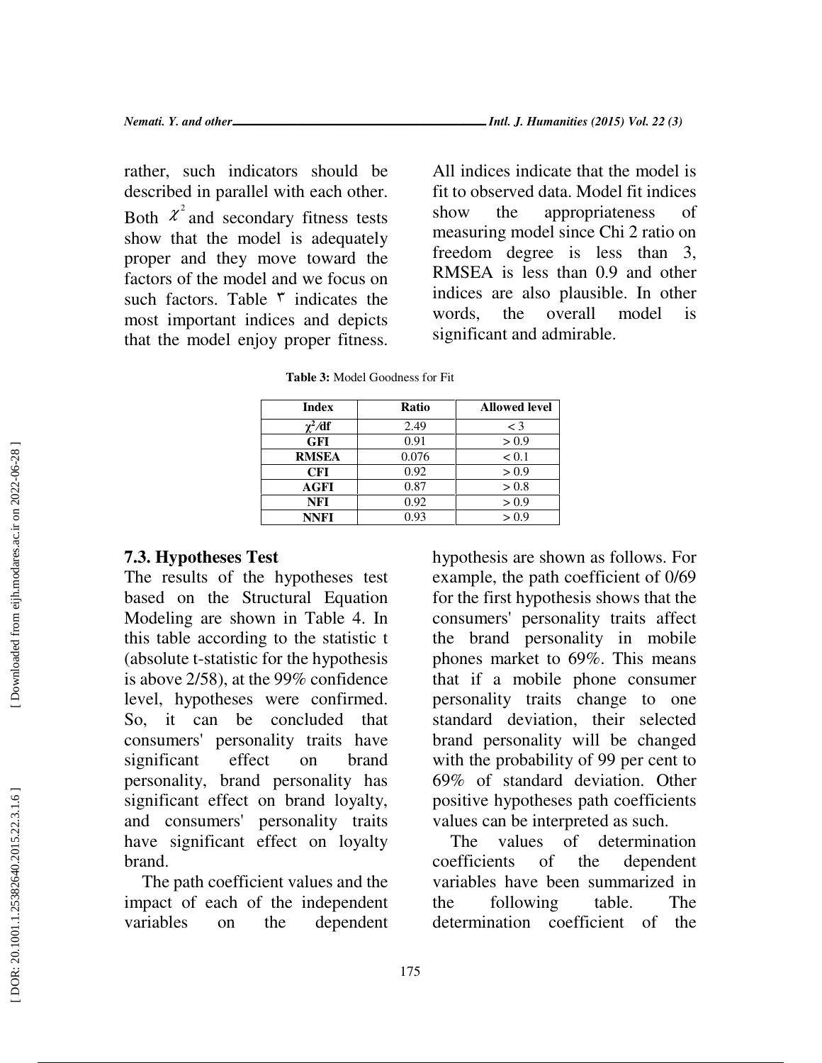rather, such indicators should be described in parallel with each other. Both $\chi^2$ and secondary fitness tests show that the model is adequately proper and they move toward the factors of the model and we focus on such factors. Table ٣ indicates the most important indices and depicts that the model enjoy proper fitness. All indices indicate that the model is fit to observed data. Model fit indices show the appropriateness of measuring model since Chi 2 ratio on freedom degree is less than 3, RMSEA is less than 0.9 and other indices are also plausible. In other words, the overall model is significant and admirable.

**Table 3:** Model Goodness for Fit

| Index | Ratio | Allowed level |
|---|---|---|
| $\chi^2$/df | 2.49 | < 3 |
| GFI | 0.91 | > 0.9 |
| RMSEA | 0.076 | < 0.1 |
| CFI | 0.92 | > 0.9 |
| AGFI | 0.87 | > 0.8 |
| NFI | 0.92 | > 0.9 |
| NNFI | 0.93 | > 0.9 |

### 7.3. Hypotheses Test

The results of the hypotheses test based on the Structural Equation Modeling are shown in Table 4. In this table according to the statistic t (absolute t-statistic for the hypothesis is above 2/58), at the 99% confidence level, hypotheses were confirmed. So, it can be concluded that consumers' personality traits have significant effect on brand personality, brand personality has significant effect on brand loyalty, and consumers' personality traits have significant effect on loyalty brand.

The path coefficient values and the impact of each of the independent variables on the dependent hypothesis are shown as follows. For example, the path coefficient of 0/69 for the first hypothesis shows that the consumers' personality traits affect the brand personality in mobile phones market to 69%. This means that if a mobile phone consumer personality traits change to one standard deviation, their selected brand personality will be changed with the probability of 99 per cent to 69% of standard deviation. Other positive hypotheses path coefficients values can be interpreted as such.

The values of determination coefficients of the dependent variables have been summarized in the following table. The determination coefficient of the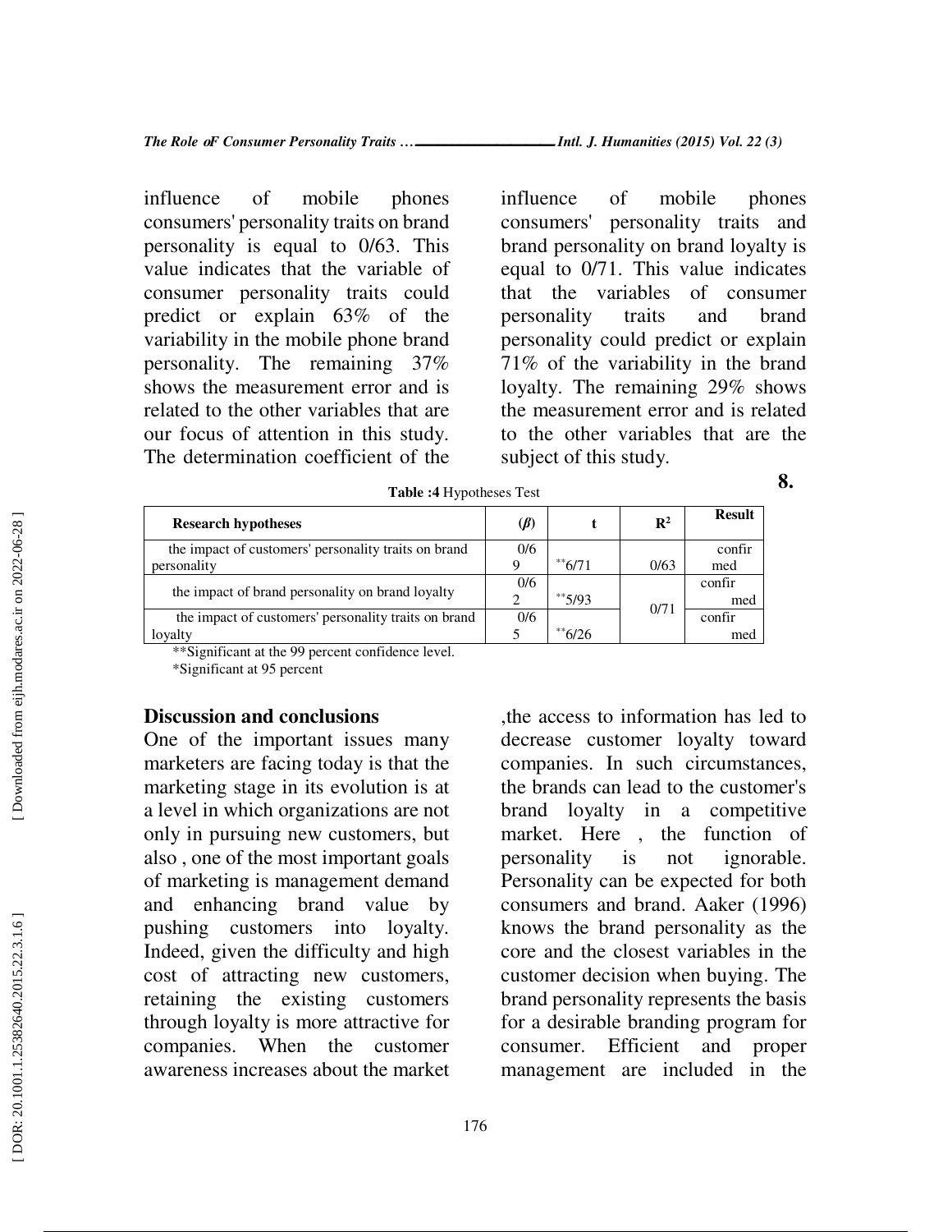influence of mobile phones consumers' personality traits on brand personality is equal to 0/63. This value indicates that the variable of consumer personality traits could predict or explain 63% of the variability in the mobile phone brand personality. The remaining 37% shows the measurement error and is related to the other variables that are our focus of attention in this study. The determination coefficient of the influence of mobile phones consumers' personality traits and brand personality on brand loyalty is equal to 0/71. This value indicates that the variables of consumer personality traits and brand personality could predict or explain 71% of the variability in the brand loyalty. The remaining 29% shows the measurement error and is related to the other variables that are the subject of this study.

**8.**

**Table :4** Hypotheses Test

| Research hypotheses | ($\beta$) | t | $R^2$ | Result |
|---|---|---|---|---|
| the impact of customers' personality traits on brand personality | 0/69 | **6/71 | 0/63 | confirmed |
| the impact of brand personality on brand loyalty | 0/62 | **5/93 | 0/71 | confirmed |
| the impact of customers' personality traits on brand loyalty | 0/65 | **6/26 | | confirmed |

**Significant at the 99 percent confidence level.

*Significant at 95 percent

## Discussion and conclusions

One of the important issues many marketers are facing today is that the marketing stage in its evolution is at a level in which organizations are not only in pursuing new customers, but also , one of the most important goals of marketing is management demand and enhancing brand value by pushing customers into loyalty. Indeed, given the difficulty and high cost of attracting new customers, retaining the existing customers through loyalty is more attractive for companies. When the customer awareness increases about the market ,the access to information has led to decrease customer loyalty toward companies. In such circumstances, the brands can lead to the customer's brand loyalty in a competitive market. Here , the function of personality is not ignorable. Personality can be expected for both consumers and brand. Aaker (1996) knows the brand personality as the core and the closest variables in the customer decision when buying. The brand personality represents the basis for a desirable branding program for consumer. Efficient and proper management are included in the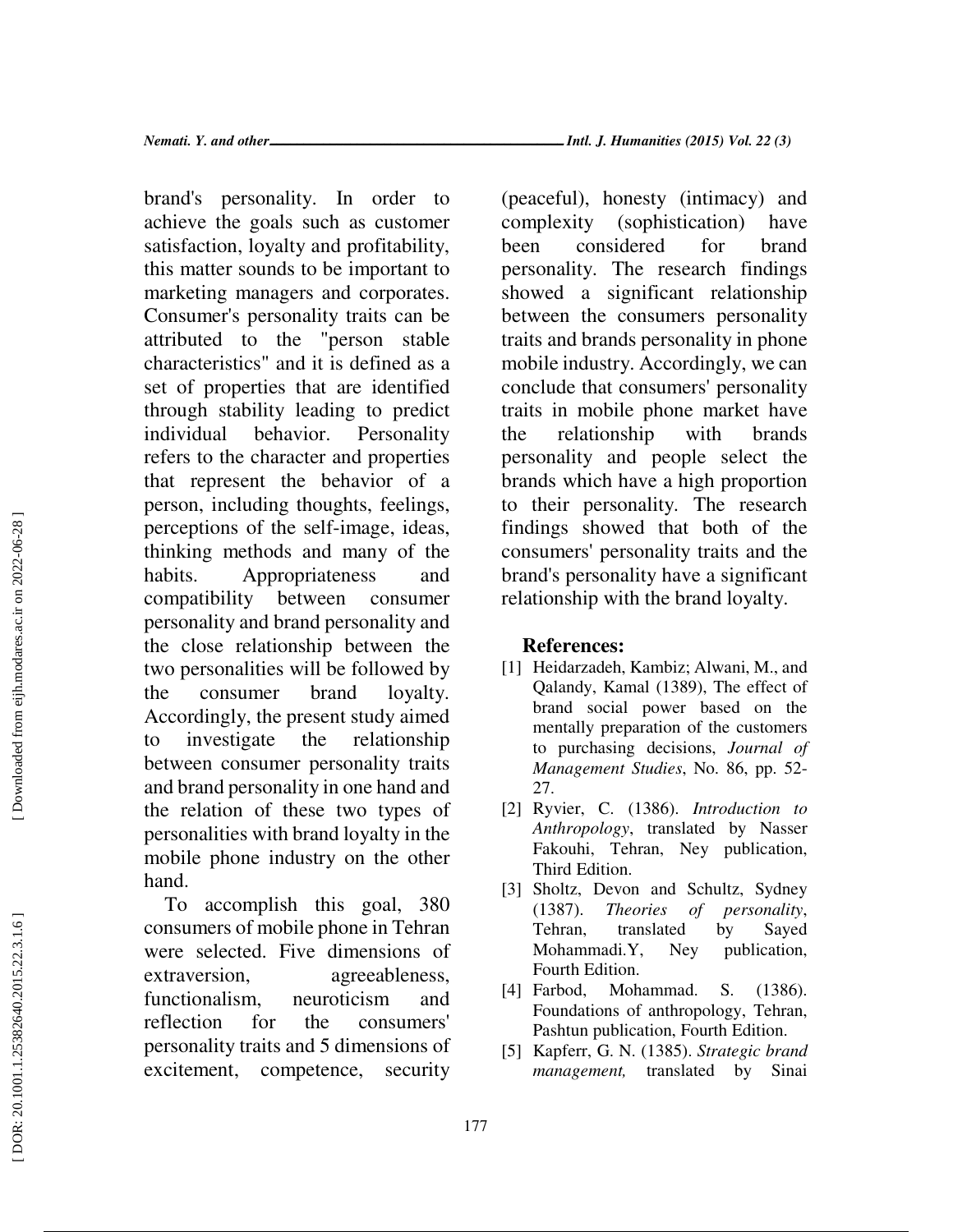brand's personality. In order to achieve the goals such as customer satisfaction, loyalty and profitability, this matter sounds to be important to marketing managers and corporates. Consumer's personality traits can be attributed to the "person stable characteristics" and it is defined as a set of properties that are identified through stability leading to predict individual behavior. Personality refers to the character and properties that represent the behavior of a person, including thoughts, feelings, perceptions of the self-image, ideas, thinking methods and many of the habits. Appropriateness and compatibility between consumer personality and brand personality and the close relationship between the two personalities will be followed by the consumer brand loyalty. Accordingly, the present study aimed to investigate the relationship between consumer personality traits and brand personality in one hand and the relation of these two types of personalities with brand loyalty in the mobile phone industry on the other hand.

To accomplish this goal, 380 consumers of mobile phone in Tehran were selected. Five dimensions of extraversion, agreeableness, functionalism, neuroticism and reflection for the consumers' personality traits and 5 dimensions of excitement, competence, security (peaceful), honesty (intimacy) and complexity (sophistication) have been considered for brand personality. The research findings showed a significant relationship between the consumers personality traits and brands personality in phone mobile industry. Accordingly, we can conclude that consumers' personality traits in mobile phone market have the relationship with brands personality and people select the brands which have a high proportion to their personality. The research findings showed that both of the consumers' personality traits and the brand's personality have a significant relationship with the brand loyalty.

## References:

[1] Heidarzadeh, Kambiz; Alwani, M., and Qalandy, Kamal (1389), The effect of brand social power based on the mentally preparation of the customers to purchasing decisions, *Journal of Management Studies*, No. 86, pp. 52-27.

[2] Ryvier, C. (1386). *Introduction to Anthropology*, translated by Nasser Fakouhi, Tehran, Ney publication, Third Edition.

[3] Sholtz, Devon and Schultz, Sydney (1387). *Theories of personality*, Tehran, translated by Sayed Mohammadi.Y, Ney publication, Fourth Edition.

[4] Farbod, Mohammad. S. (1386). Foundations of anthropology, Tehran, Pashtun publication, Fourth Edition.

[5] Kapferr, G. N. (1385). *Strategic brand management,* translated by Sinai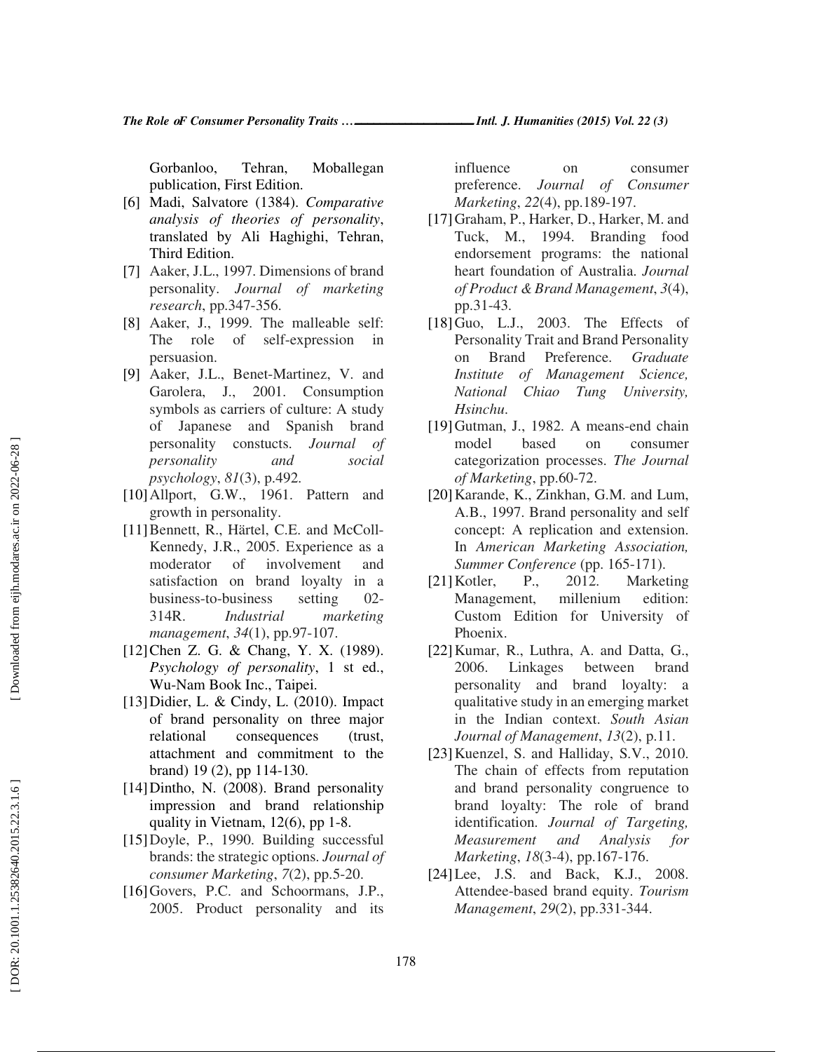Gorbanloo, Tehran, Moballegan publication, First Edition.

[6] Madi, Salvatore (1384). *Comparative analysis of theories of personality*, translated by Ali Haghighi, Tehran, Third Edition.

[7] Aaker, J.L., 1997. Dimensions of brand personality. *Journal of marketing research*, pp.347-356.

[8] Aaker, J., 1999. The malleable self: The role of self-expression in persuasion.

[9] Aaker, J.L., Benet-Martinez, V. and Garolera, J., 2001. Consumption symbols as carriers of culture: A study of Japanese and Spanish brand personality constucts. *Journal of personality and social psychology*, *81*(3), p.492.

[10] Allport, G.W., 1961. Pattern and growth in personality.

[11] Bennett, R., Härtel, C.E. and McColl-Kennedy, J.R., 2005. Experience as a moderator of involvement and satisfaction on brand loyalty in a business-to-business setting 02-314R. *Industrial marketing management*, *34*(1), pp.97-107.

[12] Chen Z. G. & Chang, Y. X. (1989). *Psychology of personality*, 1 st ed., Wu-Nam Book Inc., Taipei.

[13] Didier, L. & Cindy, L. (2010). Impact of brand personality on three major relational consequences (trust, attachment and commitment to the brand) 19 (2), pp 114-130.

[14] Dintho, N. (2008). Brand personality impression and brand relationship quality in Vietnam, 12(6), pp 1-8.

[15] Doyle, P., 1990. Building successful brands: the strategic options. *Journal of consumer Marketing*, *7*(2), pp.5-20.

[16] Govers, P.C. and Schoormans, J.P., 2005. Product personality and its influence on consumer preference. *Journal of Consumer Marketing*, *22*(4), pp.189-197.

[17] Graham, P., Harker, D., Harker, M. and Tuck, M., 1994. Branding food endorsement programs: the national heart foundation of Australia. *Journal of Product & Brand Management*, *3*(4), pp.31-43.

[18] Guo, L.J., 2003. The Effects of Personality Trait and Brand Personality on Brand Preference. *Graduate Institute of Management Science, National Chiao Tung University, Hsinchu*.

[19] Gutman, J., 1982. A means-end chain model based on consumer categorization processes. *The Journal of Marketing*, pp.60-72.

[20] Karande, K., Zinkhan, G.M. and Lum, A.B., 1997. Brand personality and self concept: A replication and extension. In *American Marketing Association, Summer Conference* (pp. 165-171).

[21] Kotler, P., 2012. Marketing Management, millenium edition: Custom Edition for University of Phoenix.

[22] Kumar, R., Luthra, A. and Datta, G., 2006. Linkages between brand personality and brand loyalty: a qualitative study in an emerging market in the Indian context. *South Asian Journal of Management*, *13*(2), p.11.

[23] Kuenzel, S. and Halliday, S.V., 2010. The chain of effects from reputation and brand personality congruence to brand loyalty: The role of brand identification. *Journal of Targeting, Measurement and Analysis for Marketing*, *18*(3-4), pp.167-176.

[24] Lee, J.S. and Back, K.J., 2008. Attendee-based brand equity. *Tourism Management*, *29*(2), pp.331-344.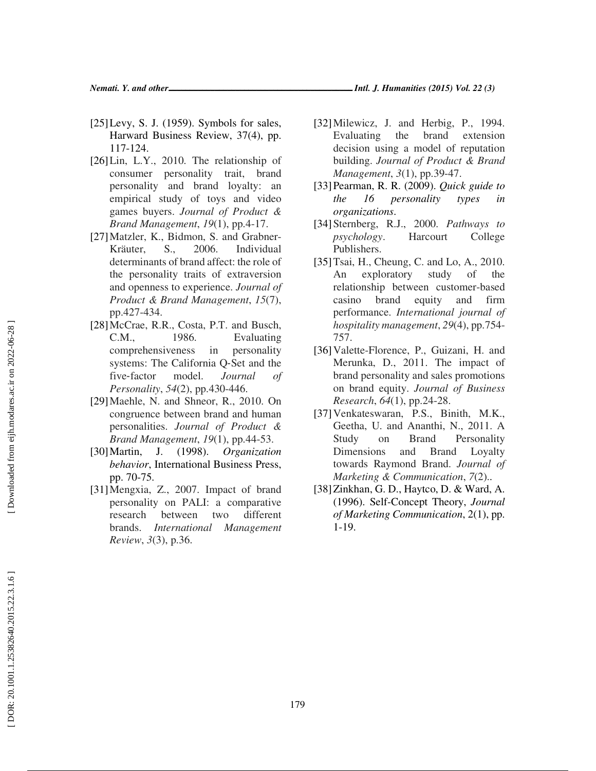[25] Levy, S. J. (1959). Symbols for sales, Harward Business Review, 37(4), pp. 117-124.

[26] Lin, L.Y., 2010. The relationship of consumer personality trait, brand personality and brand loyalty: an empirical study of toys and video games buyers. *Journal of Product & Brand Management*, *19*(1), pp.4-17.

[27] Matzler, K., Bidmon, S. and Grabner-Kräuter, S., 2006. Individual determinants of brand affect: the role of the personality traits of extraversion and openness to experience. *Journal of Product & Brand Management*, *15*(7), pp.427-434.

[28] McCrae, R.R., Costa, P.T. and Busch, C.M., 1986. Evaluating comprehensiveness in personality systems: The California Q‐Set and the five‐factor model. *Journal of Personality*, *54*(2), pp.430-446.

[29] Maehle, N. and Shneor, R., 2010. On congruence between brand and human personalities. *Journal of Product & Brand Management*, *19*(1), pp.44-53.

[30] Martin, J. (1998). *Organization behavior*, International Business Press, pp. 70-75.

[31] Mengxia, Z., 2007. Impact of brand personality on PALI: a comparative research between two different brands. *International Management Review*, *3*(3), p.36.

[32] Milewicz, J. and Herbig, P., 1994. Evaluating the brand extension decision using a model of reputation building. *Journal of Product & Brand Management*, *3*(1), pp.39-47.

[33] Pearman, R. R. (2009). *Quick guide to the 16 personality types in organizations*.

[34] Sternberg, R.J., 2000. *Pathways to psychology*. Harcourt College Publishers.

[35] Tsai, H., Cheung, C. and Lo, A., 2010. An exploratory study of the relationship between customer-based casino brand equity and firm performance. *International journal of hospitality management*, *29*(4), pp.754-757.

[36] Valette-Florence, P., Guizani, H. and Merunka, D., 2011. The impact of brand personality and sales promotions on brand equity. *Journal of Business Research*, *64*(1), pp.24-28.

[37] Venkateswaran, P.S., Binith, M.K., Geetha, U. and Ananthi, N., 2011. A Study on Brand Personality Dimensions and Brand Loyalty towards Raymond Brand. *Journal of Marketing & Communication*, *7*(2)..

[38] Zinkhan, G. D., Haytco, D. & Ward, A. (1996). Self-Concept Theory, *Journal of Marketing Communication*, 2(1), pp. 1-19.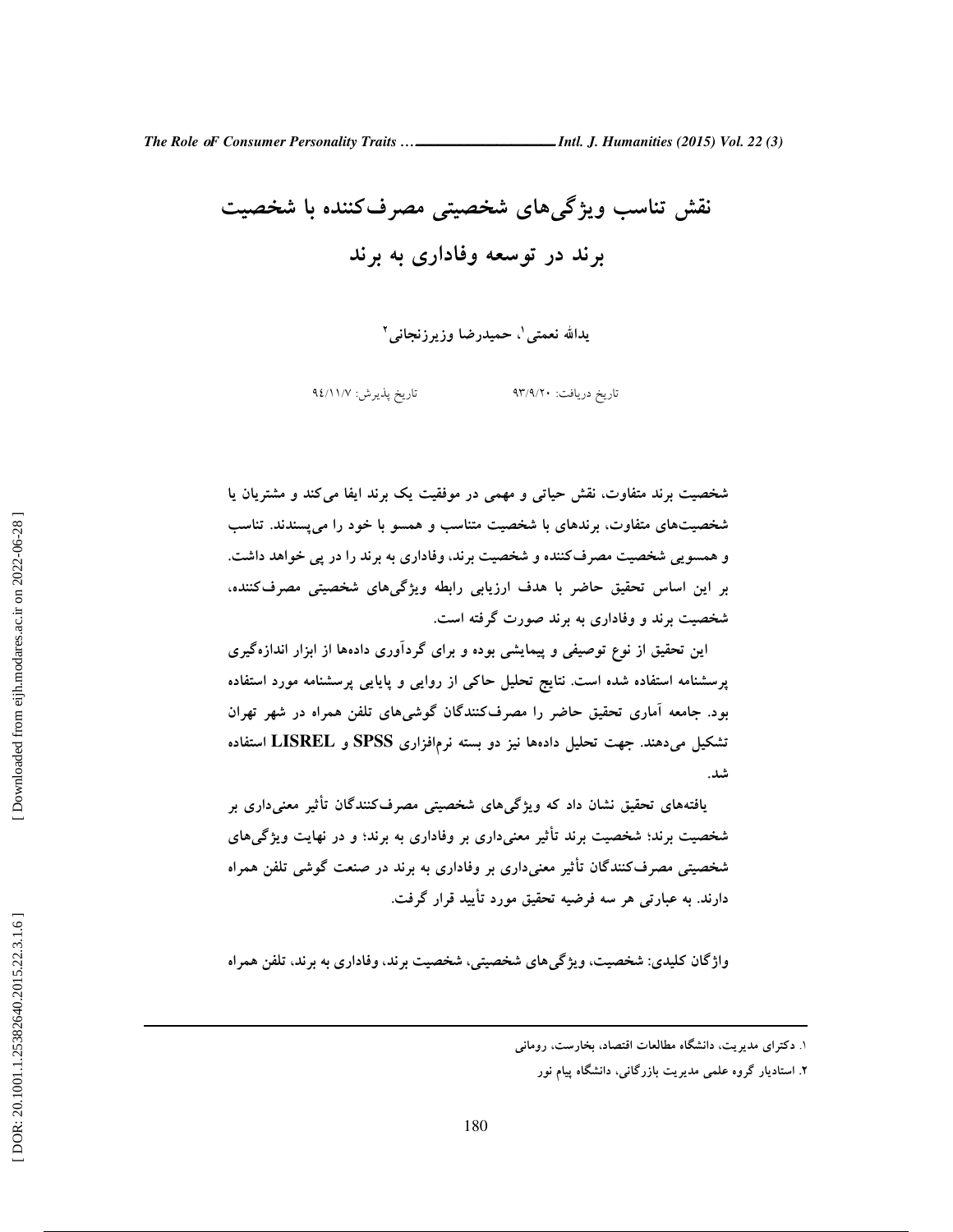# نقش تناسب ویژگی‌های شخصیتی مصرف‌کننده با شخصیت برند در توسعه وفاداری به برند

یدالله نعمتی[1]، حمیدرضا وزیرزنجانی[2]

تاریخ دریافت: ۹۳/۹/۲۰ تاریخ پذیرش: ۹٤/۱۱/۷

**شخصیت برند متفاوت، نقش حیاتی و مهمی در موفقیت یک برند ایفا می‌کند و مشتریان یا شخصیت‌های متفاوت، برندهای با شخصیت متناسب و همسو با خود را می‌پسندند. تناسب و همسویی شخصیت مصرف‌کننده و شخصیت برند، وفاداری به برند را در پی خواهد داشت. بر این اساس تحقیق حاضر با هدف ارزیابی رابطه ویژگی‌های شخصیتی مصرف‌کننده، شخصیت برند و وفاداری به برند صورت گرفته است.**

**این تحقیق از نوع توصیفی و پیمایشی بوده و برای گردآوری داده‌ها از ابزار اندازه‌گیری پرسشنامه استفاده شده است. نتایج تحلیل حاکی از روایی و پایایی پرسشنامه مورد استفاده بود. جامعه آماری تحقیق حاضر را مصرف‌کنندگان گوشی‌های تلفن همراه در شهر تهران تشکیل می‌دهند. جهت تحلیل داده‌ها نیز دو بسته نرم‌افزاری SPSS و LISREL استفاده شد.**

**یافته‌های تحقیق نشان داد که ویژگی‌های شخصیتی مصرف‌کنندگان تأثیر معنی‌داری بر شخصیت برند؛ شخصیت برند تأثیر معنی‌داری بر وفاداری به برند؛ و در نهایت ویژگی‌های شخصیتی مصرف‌کنندگان تأثیر معنی‌داری بر وفاداری به برند در صنعت گوشی تلفن همراه دارند. به عبارتی هر سه فرضیه تحقیق مورد تأیید قرار گرفت.**

**واژگان کلیدی: شخصیت، ویژگی‌های شخصیتی، شخصیت برند، وفاداری به برند، تلفن همراه**

---

۱. دکترای مدیریت، دانشگاه مطالعات اقتصاد، بخارست، رومانی

۲. استادیار گروه علمی مدیریت بازرگانی، دانشگاه پیام نور